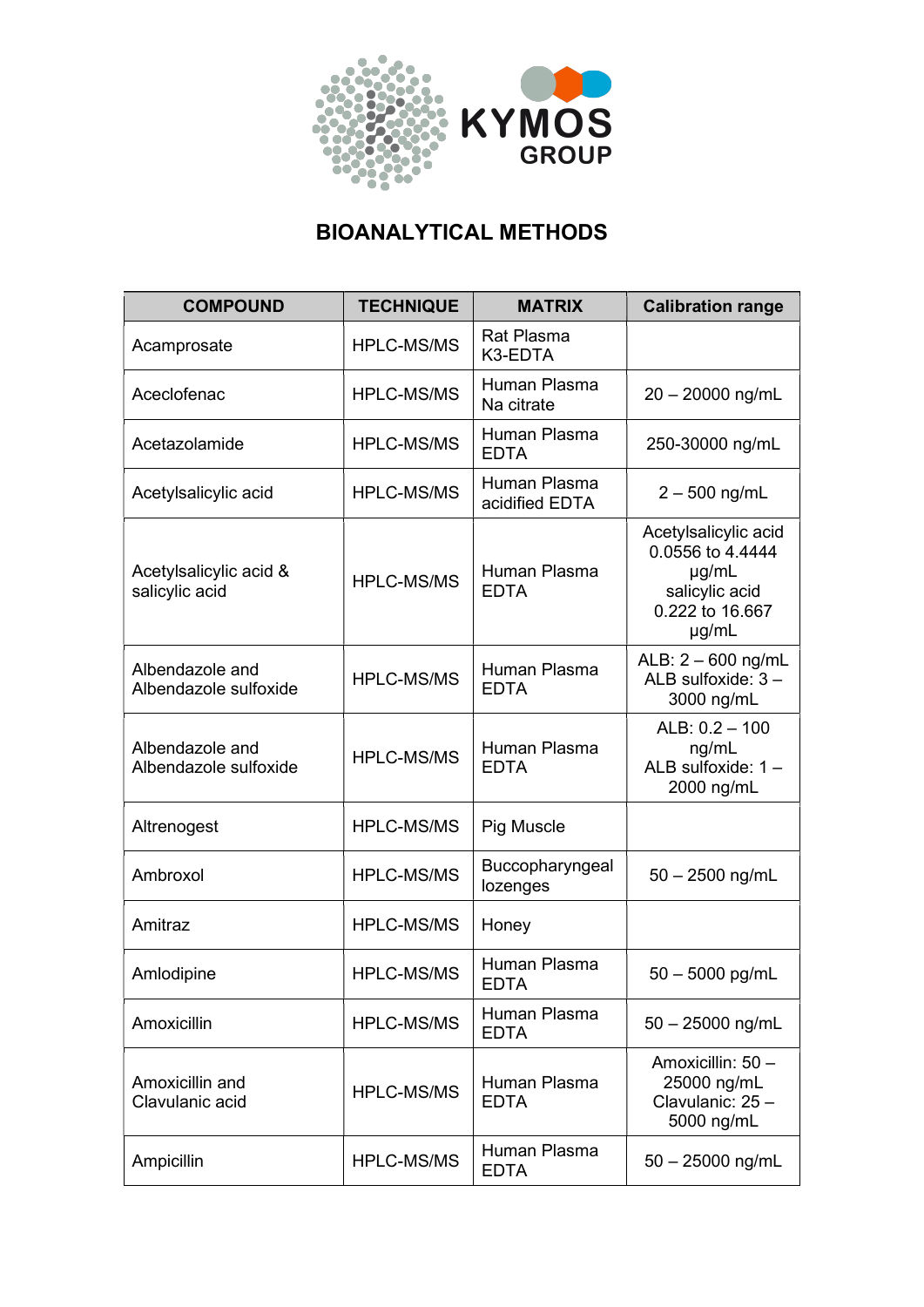# BIOANALYTICAL METHODS

| COMPOUND | TECHNIQUE | MATRIX | Calibration range |
|---|---|---|---|
| Acamprosate | HPLC-MS/MS | Rat Plasma K3-EDTA | |
| Aceclofenac | HPLC-MS/MS | Human Plasma Na citrate | 20 – 20000 ng/mL |
| Acetazolamide | HPLC-MS/MS | Human Plasma EDTA | 250-30000 ng/mL |
| Acetylsalicylic acid | HPLC-MS/MS | Human Plasma acidified EDTA | 2 – 500 ng/mL |
| Acetylsalicylic acid & salicylic acid | HPLC-MS/MS | Human Plasma EDTA | Acetylsalicylic acid 0.0556 to 4.4444 µg/mL salicylic acid 0.222 to 16.667 µg/mL |
| Albendazole and Albendazole sulfoxide | HPLC-MS/MS | Human Plasma EDTA | ALB: 2 – 600 ng/mL ALB sulfoxide: 3 – 3000 ng/mL |
| Albendazole and Albendazole sulfoxide | HPLC-MS/MS | Human Plasma EDTA | ALB: 0.2 – 100 ng/mL ALB sulfoxide: 1 – 2000 ng/mL |
| Altrenogest | HPLC-MS/MS | Pig Muscle | |
| Ambroxol | HPLC-MS/MS | Buccopharyngeal lozenges | 50 – 2500 ng/mL |
| Amitraz | HPLC-MS/MS | Honey | |
| Amlodipine | HPLC-MS/MS | Human Plasma EDTA | 50 – 5000 pg/mL |
| Amoxicillin | HPLC-MS/MS | Human Plasma EDTA | 50 – 25000 ng/mL |
| Amoxicillin and Clavulanic acid | HPLC-MS/MS | Human Plasma EDTA | Amoxicillin: 50 – 25000 ng/mL Clavulanic: 25 – 5000 ng/mL |
| Ampicillin | HPLC-MS/MS | Human Plasma EDTA | 50 – 25000 ng/mL |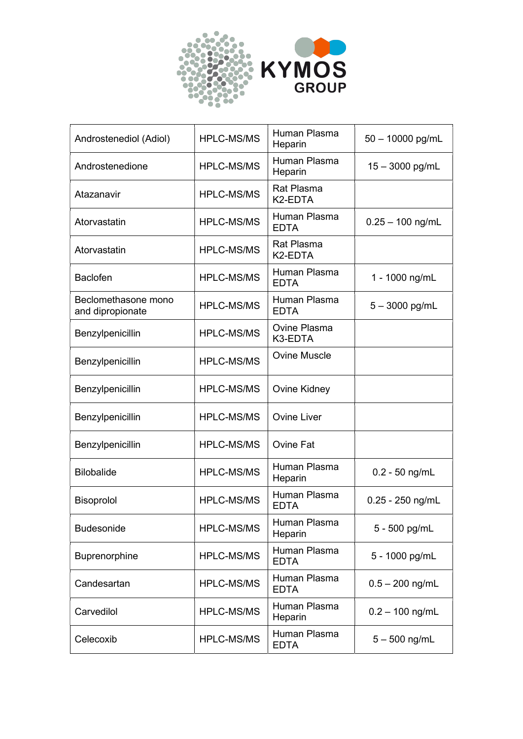| Androstenediol (Adiol) | HPLC-MS/MS | Human Plasma Heparin | 50 – 10000 pg/mL |
|---|---|---|---|
| Androstenedione | HPLC-MS/MS | Human Plasma Heparin | 15 – 3000 pg/mL |
| Atazanavir | HPLC-MS/MS | Rat Plasma K2-EDTA | |
| Atorvastatin | HPLC-MS/MS | Human Plasma EDTA | 0.25 – 100 ng/mL |
| Atorvastatin | HPLC-MS/MS | Rat Plasma K2-EDTA | |
| Baclofen | HPLC-MS/MS | Human Plasma EDTA | 1 - 1000 ng/mL |
| Beclomethasone mono and dipropionate | HPLC-MS/MS | Human Plasma EDTA | 5 – 3000 pg/mL |
| Benzylpenicillin | HPLC-MS/MS | Ovine Plasma K3-EDTA | |
| Benzylpenicillin | HPLC-MS/MS | Ovine Muscle | |
| Benzylpenicillin | HPLC-MS/MS | Ovine Kidney | |
| Benzylpenicillin | HPLC-MS/MS | Ovine Liver | |
| Benzylpenicillin | HPLC-MS/MS | Ovine Fat | |
| Bilobalide | HPLC-MS/MS | Human Plasma Heparin | 0.2 - 50 ng/mL |
| Bisoprolol | HPLC-MS/MS | Human Plasma EDTA | 0.25 - 250 ng/mL |
| Budesonide | HPLC-MS/MS | Human Plasma Heparin | 5 - 500 pg/mL |
| Buprenorphine | HPLC-MS/MS | Human Plasma EDTA | 5 - 1000 pg/mL |
| Candesartan | HPLC-MS/MS | Human Plasma EDTA | 0.5 – 200 ng/mL |
| Carvedilol | HPLC-MS/MS | Human Plasma Heparin | 0.2 – 100 ng/mL |
| Celecoxib | HPLC-MS/MS | Human Plasma EDTA | 5 – 500 ng/mL |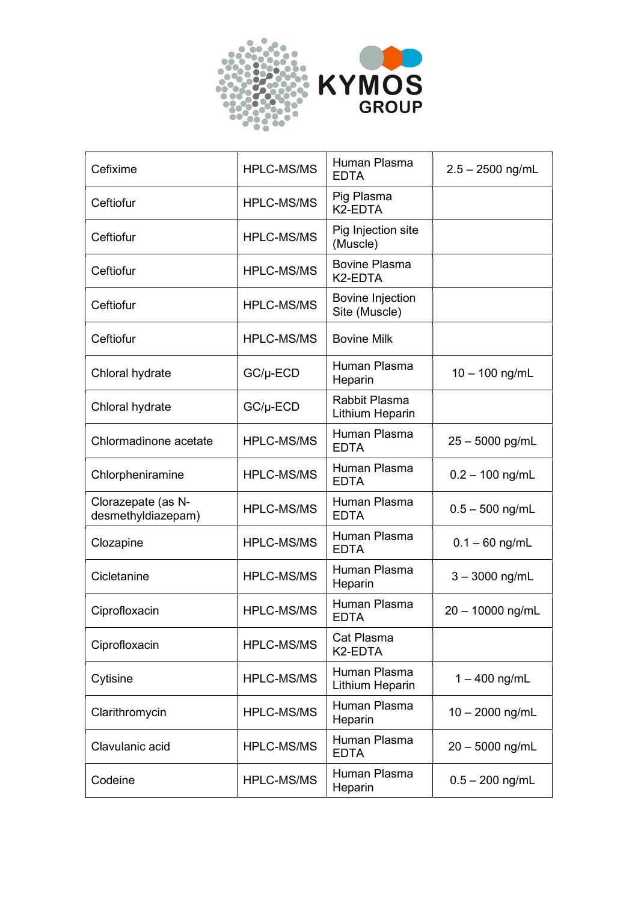| | | | |
|---|---|---|---|
| Cefixime | HPLC-MS/MS | Human Plasma EDTA | 2.5 – 2500 ng/mL |
| Ceftiofur | HPLC-MS/MS | Pig Plasma K2-EDTA | |
| Ceftiofur | HPLC-MS/MS | Pig Injection site (Muscle) | |
| Ceftiofur | HPLC-MS/MS | Bovine Plasma K2-EDTA | |
| Ceftiofur | HPLC-MS/MS | Bovine Injection Site (Muscle) | |
| Ceftiofur | HPLC-MS/MS | Bovine Milk | |
| Chloral hydrate | GC/μ-ECD | Human Plasma Heparin | 10 – 100 ng/mL |
| Chloral hydrate | GC/μ-ECD | Rabbit Plasma Lithium Heparin | |
| Chlormadinone acetate | HPLC-MS/MS | Human Plasma EDTA | 25 – 5000 pg/mL |
| Chlorpheniramine | HPLC-MS/MS | Human Plasma EDTA | 0.2 – 100 ng/mL |
| Clorazepate (as N-desmethyldiazepam) | HPLC-MS/MS | Human Plasma EDTA | 0.5 – 500 ng/mL |
| Clozapine | HPLC-MS/MS | Human Plasma EDTA | 0.1 – 60 ng/mL |
| Cicletanine | HPLC-MS/MS | Human Plasma Heparin | 3 – 3000 ng/mL |
| Ciprofloxacin | HPLC-MS/MS | Human Plasma EDTA | 20 – 10000 ng/mL |
| Ciprofloxacin | HPLC-MS/MS | Cat Plasma K2-EDTA | |
| Cytisine | HPLC-MS/MS | Human Plasma Lithium Heparin | 1 – 400 ng/mL |
| Clarithromycin | HPLC-MS/MS | Human Plasma Heparin | 10 – 2000 ng/mL |
| Clavulanic acid | HPLC-MS/MS | Human Plasma EDTA | 20 – 5000 ng/mL |
| Codeine | HPLC-MS/MS | Human Plasma Heparin | 0.5 – 200 ng/mL |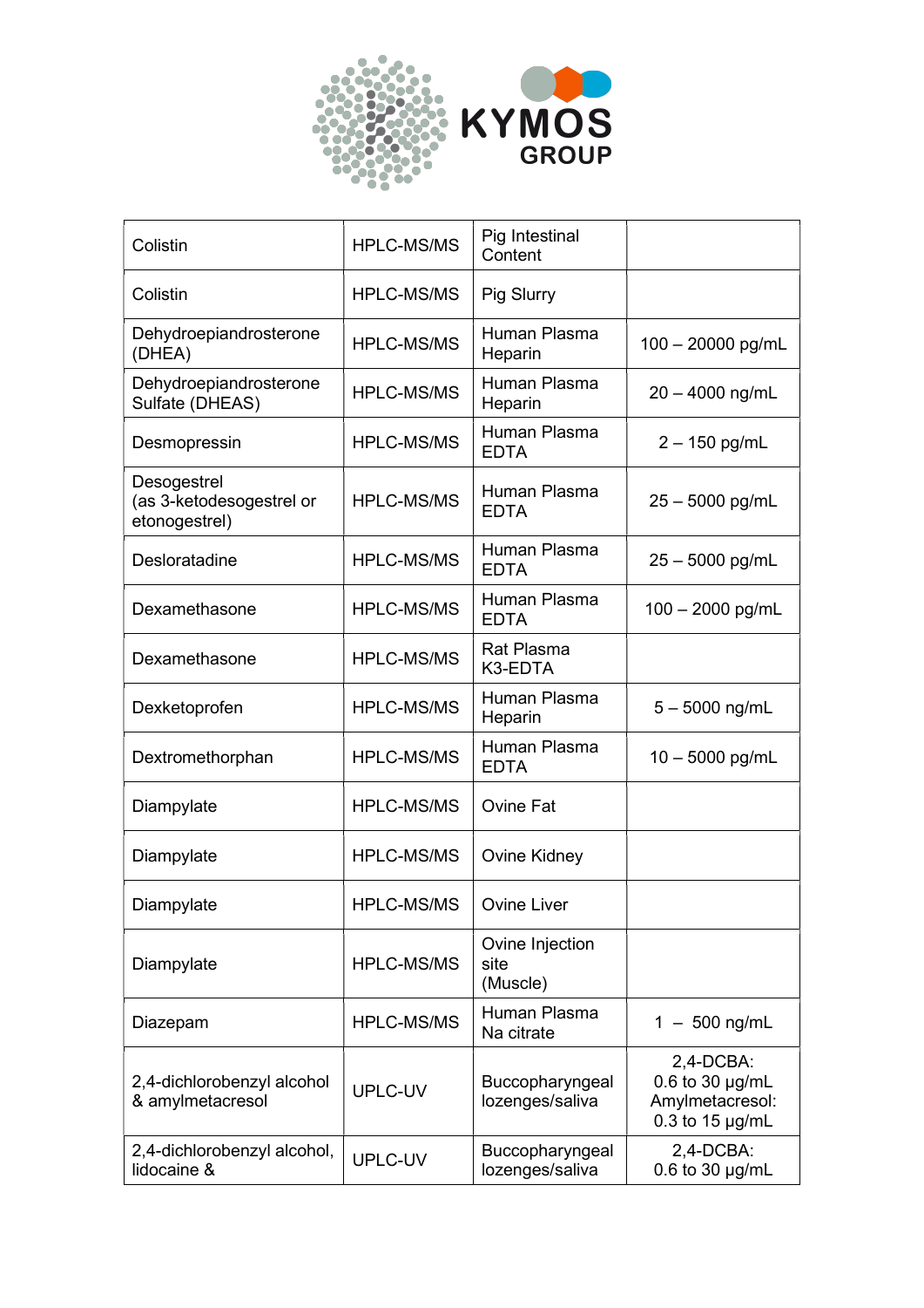| Colistin | HPLC-MS/MS | Pig Intestinal Content | |
|---|---|---|---|
| Colistin | HPLC-MS/MS | Pig Slurry | |
| Dehydroepiandrosterone (DHEA) | HPLC-MS/MS | Human Plasma Heparin | 100 – 20000 pg/mL |
| Dehydroepiandrosterone Sulfate (DHEAS) | HPLC-MS/MS | Human Plasma Heparin | 20 – 4000 ng/mL |
| Desmopressin | HPLC-MS/MS | Human Plasma EDTA | 2 – 150 pg/mL |
| Desogestrel (as 3-ketodesogestrel or etonogestrel) | HPLC-MS/MS | Human Plasma EDTA | 25 – 5000 pg/mL |
| Desloratadine | HPLC-MS/MS | Human Plasma EDTA | 25 – 5000 pg/mL |
| Dexamethasone | HPLC-MS/MS | Human Plasma EDTA | 100 – 2000 pg/mL |
| Dexamethasone | HPLC-MS/MS | Rat Plasma K3-EDTA | |
| Dexketoprofen | HPLC-MS/MS | Human Plasma Heparin | 5 – 5000 ng/mL |
| Dextromethorphan | HPLC-MS/MS | Human Plasma EDTA | 10 – 5000 pg/mL |
| Diampylate | HPLC-MS/MS | Ovine Fat | |
| Diampylate | HPLC-MS/MS | Ovine Kidney | |
| Diampylate | HPLC-MS/MS | Ovine Liver | |
| Diampylate | HPLC-MS/MS | Ovine Injection site (Muscle) | |
| Diazepam | HPLC-MS/MS | Human Plasma Na citrate | 1 – 500 ng/mL |
| 2,4-dichlorobenzyl alcohol & amylmetacresol | UPLC-UV | Buccopharyngeal lozenges/saliva | 2,4-DCBA: 0.6 to 30 µg/mL Amylmetacresol: 0.3 to 15 µg/mL |
| 2,4-dichlorobenzyl alcohol, lidocaine & | UPLC-UV | Buccopharyngeal lozenges/saliva | 2,4-DCBA: 0.6 to 30 µg/mL |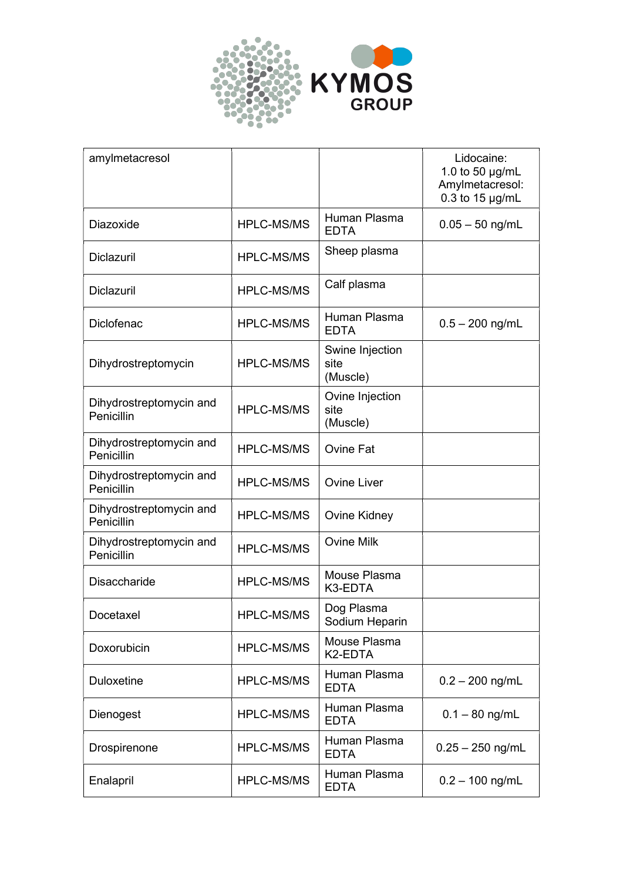| amylmetacresol | | | Lidocaine: 1.0 to 50 µg/mL Amylmetacresol: 0.3 to 15 µg/mL |
|---|---|---|---|
| Diazoxide | HPLC-MS/MS | Human Plasma EDTA | 0.05 – 50 ng/mL |
| Diclazuril | HPLC-MS/MS | Sheep plasma | |
| Diclazuril | HPLC-MS/MS | Calf plasma | |
| Diclofenac | HPLC-MS/MS | Human Plasma EDTA | 0.5 – 200 ng/mL |
| Dihydrostreptomycin | HPLC-MS/MS | Swine Injection site (Muscle) | |
| Dihydrostreptomycin and Penicillin | HPLC-MS/MS | Ovine Injection site (Muscle) | |
| Dihydrostreptomycin and Penicillin | HPLC-MS/MS | Ovine Fat | |
| Dihydrostreptomycin and Penicillin | HPLC-MS/MS | Ovine Liver | |
| Dihydrostreptomycin and Penicillin | HPLC-MS/MS | Ovine Kidney | |
| Dihydrostreptomycin and Penicillin | HPLC-MS/MS | Ovine Milk | |
| Disaccharide | HPLC-MS/MS | Mouse Plasma K3-EDTA | |
| Docetaxel | HPLC-MS/MS | Dog Plasma Sodium Heparin | |
| Doxorubicin | HPLC-MS/MS | Mouse Plasma K2-EDTA | |
| Duloxetine | HPLC-MS/MS | Human Plasma EDTA | 0.2 – 200 ng/mL |
| Dienogest | HPLC-MS/MS | Human Plasma EDTA | 0.1 – 80 ng/mL |
| Drospirenone | HPLC-MS/MS | Human Plasma EDTA | 0.25 – 250 ng/mL |
| Enalapril | HPLC-MS/MS | Human Plasma EDTA | 0.2 – 100 ng/mL |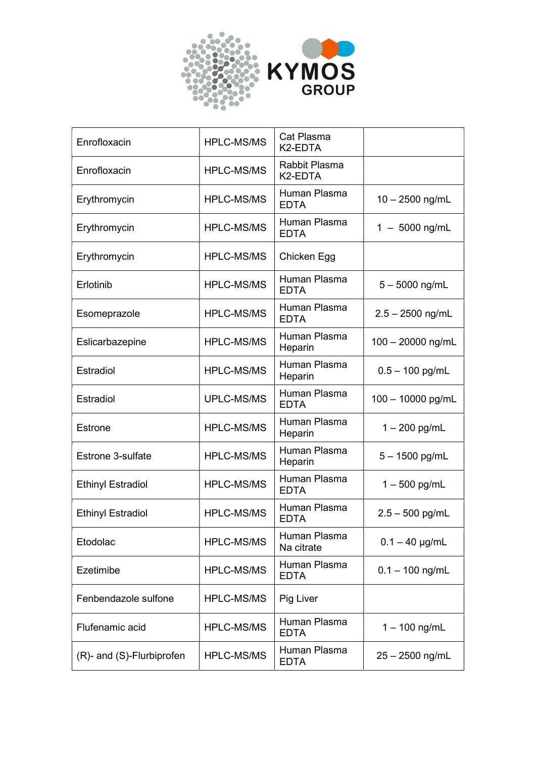| Enrofloxacin | HPLC-MS/MS | Cat Plasma K2-EDTA | |
|---|---|---|---|
| Enrofloxacin | HPLC-MS/MS | Rabbit Plasma K2-EDTA | |
| Erythromycin | HPLC-MS/MS | Human Plasma EDTA | 10 – 2500 ng/mL |
| Erythromycin | HPLC-MS/MS | Human Plasma EDTA | 1 – 5000 ng/mL |
| Erythromycin | HPLC-MS/MS | Chicken Egg | |
| Erlotinib | HPLC-MS/MS | Human Plasma EDTA | 5 – 5000 ng/mL |
| Esomeprazole | HPLC-MS/MS | Human Plasma EDTA | 2.5 – 2500 ng/mL |
| Eslicarbazepine | HPLC-MS/MS | Human Plasma Heparin | 100 – 20000 ng/mL |
| Estradiol | HPLC-MS/MS | Human Plasma Heparin | 0.5 – 100 pg/mL |
| Estradiol | UPLC-MS/MS | Human Plasma EDTA | 100 – 10000 pg/mL |
| Estrone | HPLC-MS/MS | Human Plasma Heparin | 1 – 200 pg/mL |
| Estrone 3-sulfate | HPLC-MS/MS | Human Plasma Heparin | 5 – 1500 pg/mL |
| Ethinyl Estradiol | HPLC-MS/MS | Human Plasma EDTA | 1 – 500 pg/mL |
| Ethinyl Estradiol | HPLC-MS/MS | Human Plasma EDTA | 2.5 – 500 pg/mL |
| Etodolac | HPLC-MS/MS | Human Plasma Na citrate | 0.1 – 40 µg/mL |
| Ezetimibe | HPLC-MS/MS | Human Plasma EDTA | 0.1 – 100 ng/mL |
| Fenbendazole sulfone | HPLC-MS/MS | Pig Liver | |
| Flufenamic acid | HPLC-MS/MS | Human Plasma EDTA | 1 – 100 ng/mL |
| (R)- and (S)-Flurbiprofen | HPLC-MS/MS | Human Plasma EDTA | 25 – 2500 ng/mL |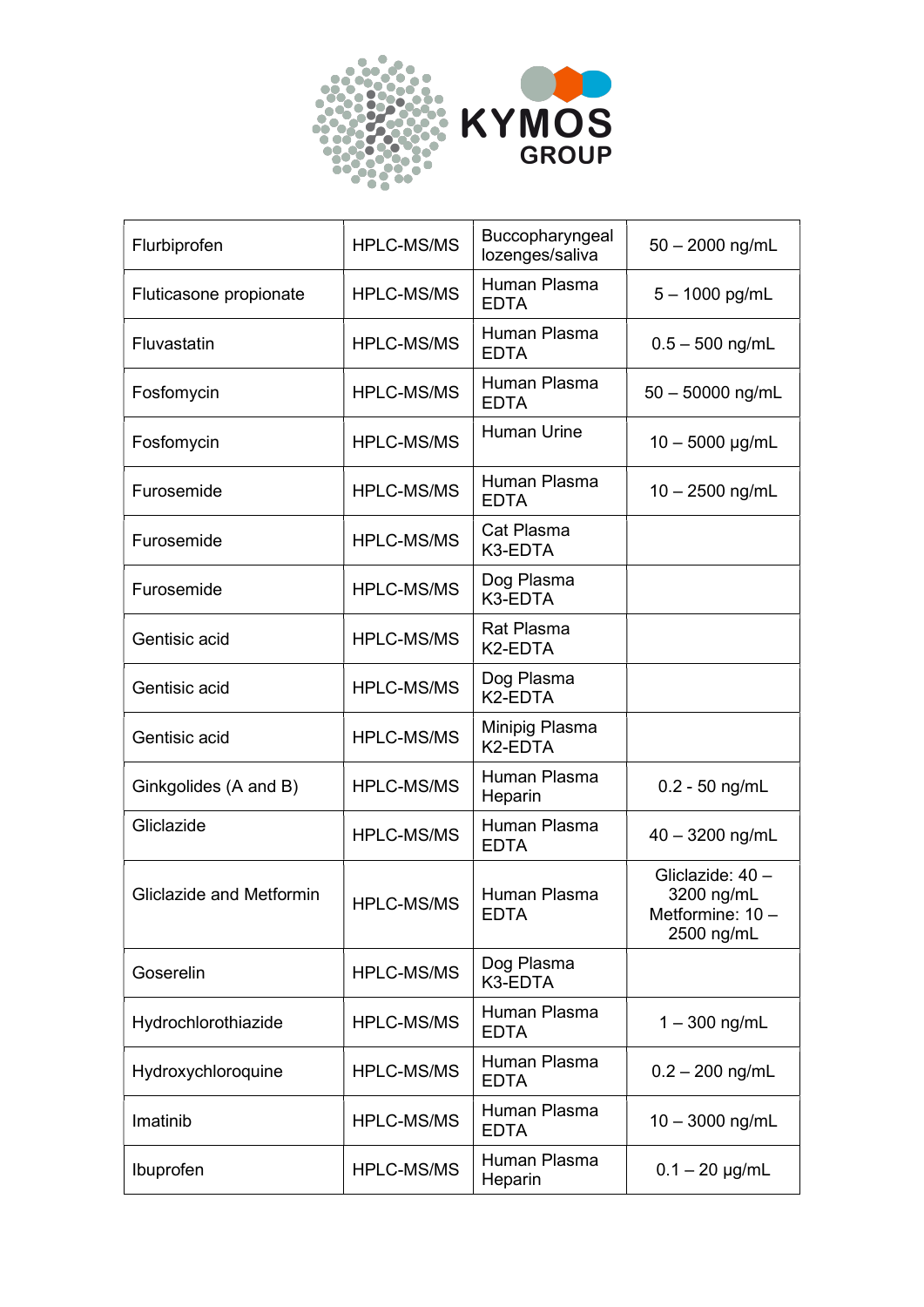| | | | |
|---|---|---|---|
| Flurbiprofen | HPLC-MS/MS | Buccopharyngeal lozenges/saliva | 50 – 2000 ng/mL |
| Fluticasone propionate | HPLC-MS/MS | Human Plasma EDTA | 5 – 1000 pg/mL |
| Fluvastatin | HPLC-MS/MS | Human Plasma EDTA | 0.5 – 500 ng/mL |
| Fosfomycin | HPLC-MS/MS | Human Plasma EDTA | 50 – 50000 ng/mL |
| Fosfomycin | HPLC-MS/MS | Human Urine | 10 – 5000 µg/mL |
| Furosemide | HPLC-MS/MS | Human Plasma EDTA | 10 – 2500 ng/mL |
| Furosemide | HPLC-MS/MS | Cat Plasma K3-EDTA | |
| Furosemide | HPLC-MS/MS | Dog Plasma K3-EDTA | |
| Gentisic acid | HPLC-MS/MS | Rat Plasma K2-EDTA | |
| Gentisic acid | HPLC-MS/MS | Dog Plasma K2-EDTA | |
| Gentisic acid | HPLC-MS/MS | Minipig Plasma K2-EDTA | |
| Ginkgolides (A and B) | HPLC-MS/MS | Human Plasma Heparin | 0.2 - 50 ng/mL |
| Gliclazide | HPLC-MS/MS | Human Plasma EDTA | 40 – 3200 ng/mL |
| Gliclazide and Metformin | HPLC-MS/MS | Human Plasma EDTA | Gliclazide: 40 – 3200 ng/mL Metformine: 10 – 2500 ng/mL |
| Goserelin | HPLC-MS/MS | Dog Plasma K3-EDTA | |
| Hydrochlorothiazide | HPLC-MS/MS | Human Plasma EDTA | 1 – 300 ng/mL |
| Hydroxychloroquine | HPLC-MS/MS | Human Plasma EDTA | 0.2 – 200 ng/mL |
| Imatinib | HPLC-MS/MS | Human Plasma EDTA | 10 – 3000 ng/mL |
| Ibuprofen | HPLC-MS/MS | Human Plasma Heparin | 0.1 – 20 µg/mL |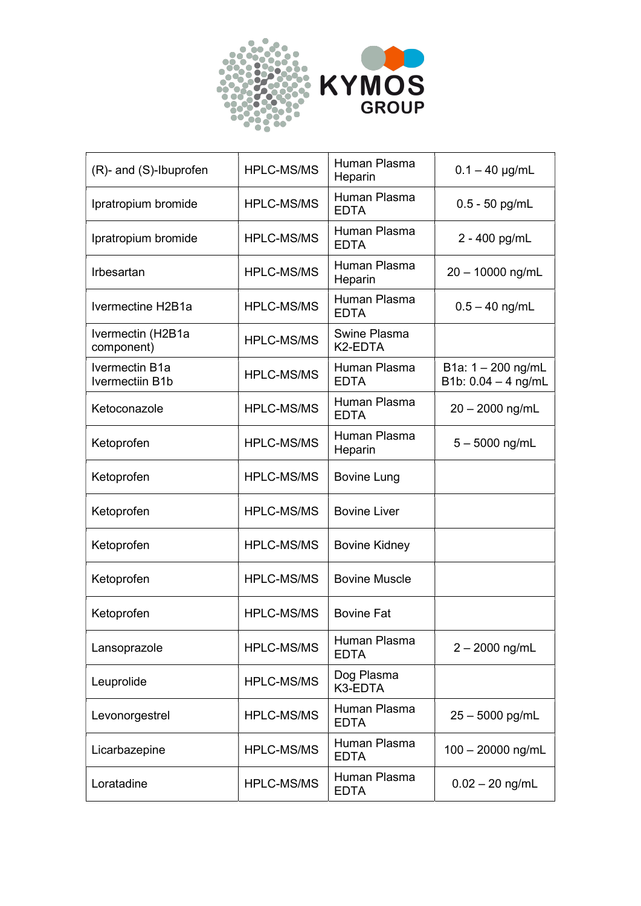| (R)- and (S)-Ibuprofen | HPLC-MS/MS | Human Plasma Heparin | 0.1 – 40 µg/mL |
|---|---|---|---|
| Ipratropium bromide | HPLC-MS/MS | Human Plasma EDTA | 0.5 - 50 pg/mL |
| Ipratropium bromide | HPLC-MS/MS | Human Plasma EDTA | 2 - 400 pg/mL |
| Irbesartan | HPLC-MS/MS | Human Plasma Heparin | 20 – 10000 ng/mL |
| Ivermectine H2B1a | HPLC-MS/MS | Human Plasma EDTA | 0.5 – 40 ng/mL |
| Ivermectin (H2B1a component) | HPLC-MS/MS | Swine Plasma K2-EDTA | |
| Ivermectin B1a Ivermectiin B1b | HPLC-MS/MS | Human Plasma EDTA | B1a: 1 – 200 ng/mL B1b: 0.04 – 4 ng/mL |
| Ketoconazole | HPLC-MS/MS | Human Plasma EDTA | 20 – 2000 ng/mL |
| Ketoprofen | HPLC-MS/MS | Human Plasma Heparin | 5 – 5000 ng/mL |
| Ketoprofen | HPLC-MS/MS | Bovine Lung | |
| Ketoprofen | HPLC-MS/MS | Bovine Liver | |
| Ketoprofen | HPLC-MS/MS | Bovine Kidney | |
| Ketoprofen | HPLC-MS/MS | Bovine Muscle | |
| Ketoprofen | HPLC-MS/MS | Bovine Fat | |
| Lansoprazole | HPLC-MS/MS | Human Plasma EDTA | 2 – 2000 ng/mL |
| Leuprolide | HPLC-MS/MS | Dog Plasma K3-EDTA | |
| Levonorgestrel | HPLC-MS/MS | Human Plasma EDTA | 25 – 5000 pg/mL |
| Licarbazepine | HPLC-MS/MS | Human Plasma EDTA | 100 – 20000 ng/mL |
| Loratadine | HPLC-MS/MS | Human Plasma EDTA | 0.02 – 20 ng/mL |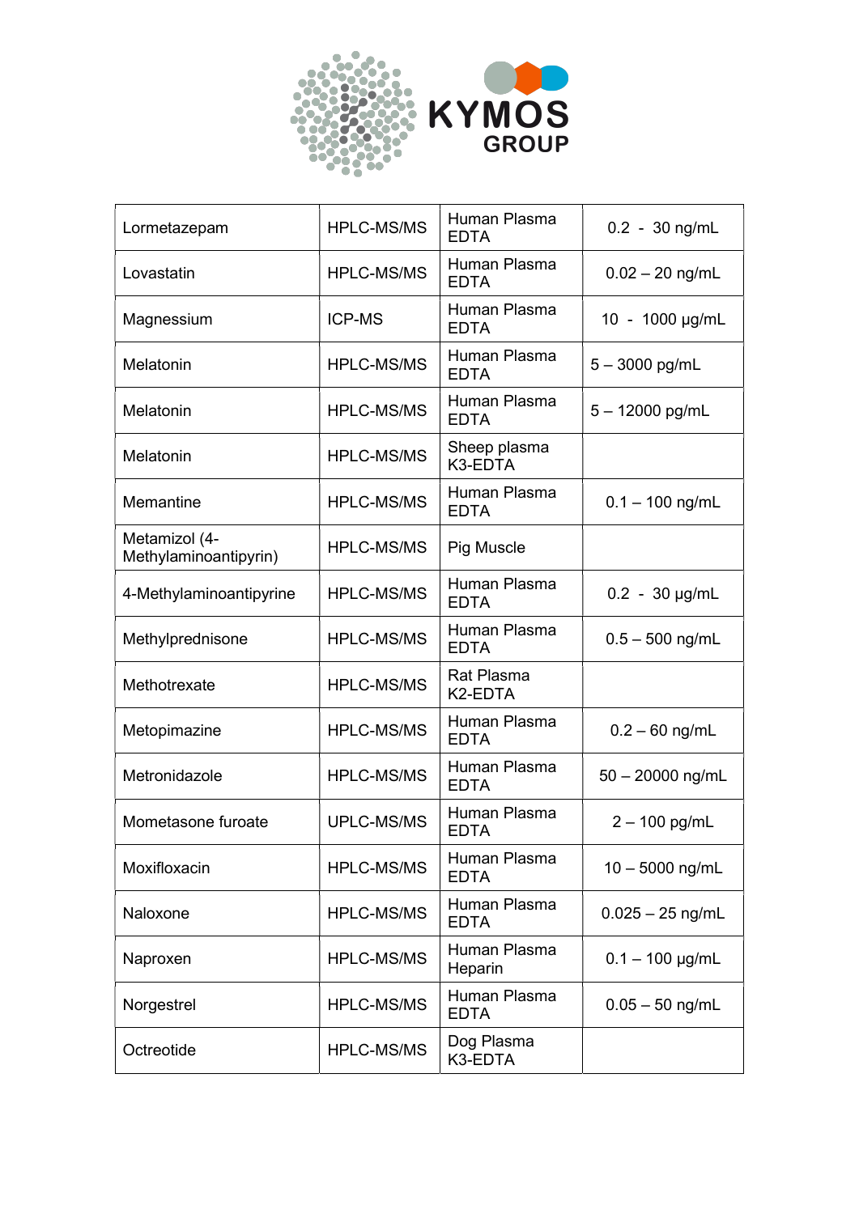| Lormetazepam | HPLC-MS/MS | Human Plasma EDTA | 0.2 - 30 ng/mL |
|---|---|---|---|
| Lovastatin | HPLC-MS/MS | Human Plasma EDTA | 0.02 – 20 ng/mL |
| Magnessium | ICP-MS | Human Plasma EDTA | 10 - 1000 µg/mL |
| Melatonin | HPLC-MS/MS | Human Plasma EDTA | 5 – 3000 pg/mL |
| Melatonin | HPLC-MS/MS | Human Plasma EDTA | 5 – 12000 pg/mL |
| Melatonin | HPLC-MS/MS | Sheep plasma K3-EDTA | |
| Memantine | HPLC-MS/MS | Human Plasma EDTA | 0.1 – 100 ng/mL |
| Metamizol (4-Methylaminoantipyrin) | HPLC-MS/MS | Pig Muscle | |
| 4-Methylaminoantipyrine | HPLC-MS/MS | Human Plasma EDTA | 0.2 - 30 µg/mL |
| Methylprednisone | HPLC-MS/MS | Human Plasma EDTA | 0.5 – 500 ng/mL |
| Methotrexate | HPLC-MS/MS | Rat Plasma K2-EDTA | |
| Metopimazine | HPLC-MS/MS | Human Plasma EDTA | 0.2 – 60 ng/mL |
| Metronidazole | HPLC-MS/MS | Human Plasma EDTA | 50 – 20000 ng/mL |
| Mometasone furoate | UPLC-MS/MS | Human Plasma EDTA | 2 – 100 pg/mL |
| Moxifloxacin | HPLC-MS/MS | Human Plasma EDTA | 10 – 5000 ng/mL |
| Naloxone | HPLC-MS/MS | Human Plasma EDTA | 0.025 – 25 ng/mL |
| Naproxen | HPLC-MS/MS | Human Plasma Heparin | 0.1 – 100 µg/mL |
| Norgestrel | HPLC-MS/MS | Human Plasma EDTA | 0.05 – 50 ng/mL |
| Octreotide | HPLC-MS/MS | Dog Plasma K3-EDTA | |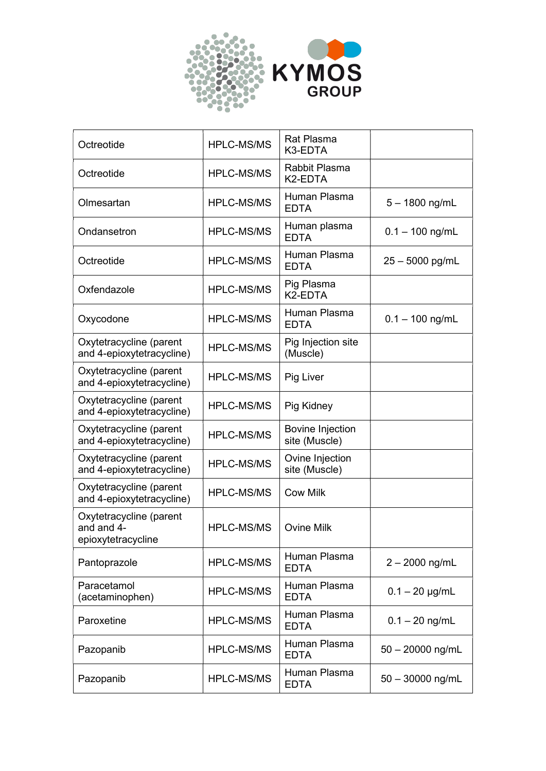| Octreotide | HPLC-MS/MS | Rat Plasma K3-EDTA | |
|---|---|---|---|
| Octreotide | HPLC-MS/MS | Rabbit Plasma K2-EDTA | |
| Olmesartan | HPLC-MS/MS | Human Plasma EDTA | 5 – 1800 ng/mL |
| Ondansetron | HPLC-MS/MS | Human plasma EDTA | 0.1 – 100 ng/mL |
| Octreotide | HPLC-MS/MS | Human Plasma EDTA | 25 – 5000 pg/mL |
| Oxfendazole | HPLC-MS/MS | Pig Plasma K2-EDTA | |
| Oxycodone | HPLC-MS/MS | Human Plasma EDTA | 0.1 – 100 ng/mL |
| Oxytetracycline (parent and 4-epioxytetracycline) | HPLC-MS/MS | Pig Injection site (Muscle) | |
| Oxytetracycline (parent and 4-epioxytetracycline) | HPLC-MS/MS | Pig Liver | |
| Oxytetracycline (parent and 4-epioxytetracycline) | HPLC-MS/MS | Pig Kidney | |
| Oxytetracycline (parent and 4-epioxytetracycline) | HPLC-MS/MS | Bovine Injection site (Muscle) | |
| Oxytetracycline (parent and 4-epioxytetracycline) | HPLC-MS/MS | Ovine Injection site (Muscle) | |
| Oxytetracycline (parent and 4-epioxytetracycline) | HPLC-MS/MS | Cow Milk | |
| Oxytetracycline (parent and and 4-epioxytetracycline | HPLC-MS/MS | Ovine Milk | |
| Pantoprazole | HPLC-MS/MS | Human Plasma EDTA | 2 – 2000 ng/mL |
| Paracetamol (acetaminophen) | HPLC-MS/MS | Human Plasma EDTA | 0.1 – 20 µg/mL |
| Paroxetine | HPLC-MS/MS | Human Plasma EDTA | 0.1 – 20 ng/mL |
| Pazopanib | HPLC-MS/MS | Human Plasma EDTA | 50 – 20000 ng/mL |
| Pazopanib | HPLC-MS/MS | Human Plasma EDTA | 50 – 30000 ng/mL |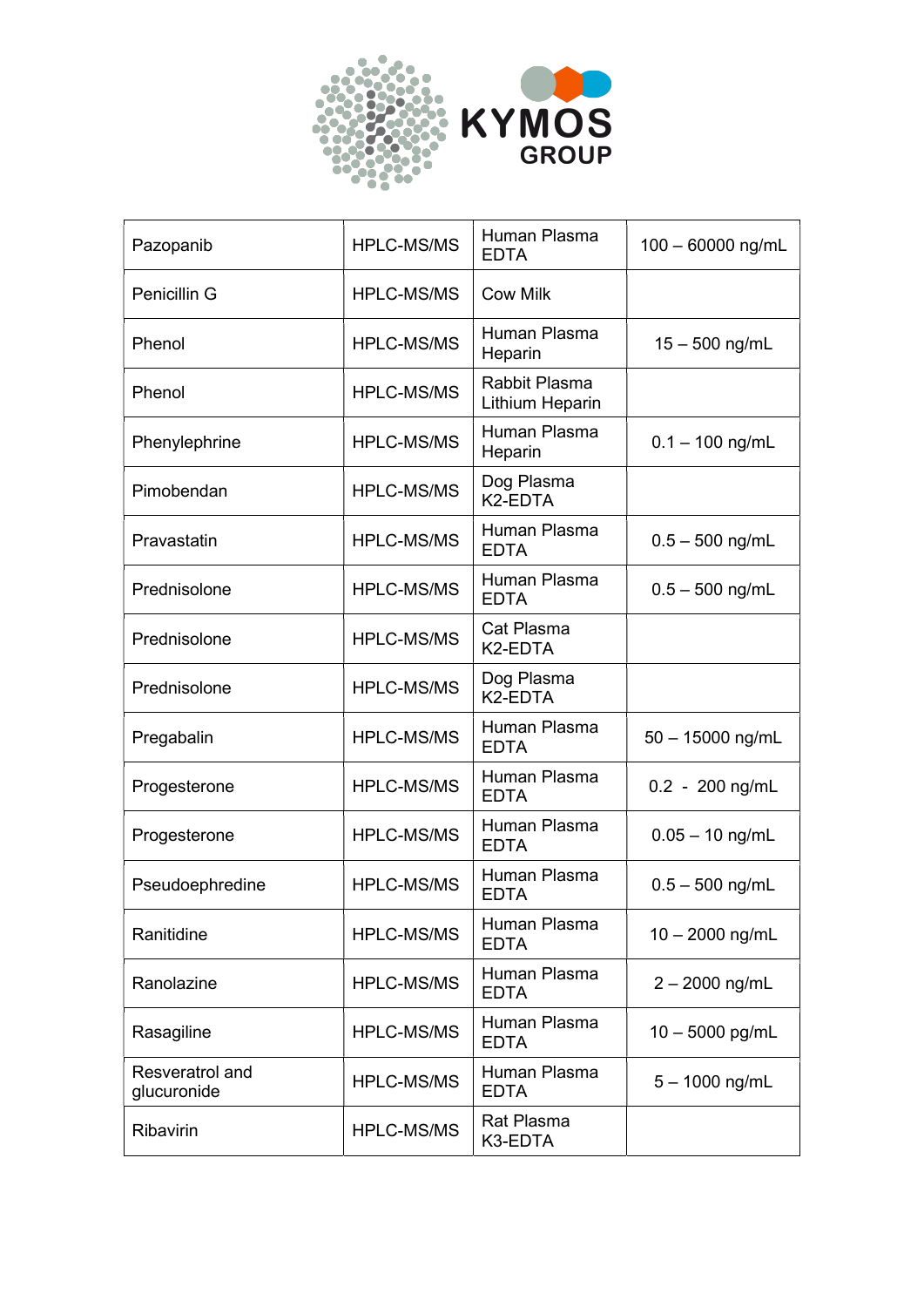| Pazopanib | HPLC-MS/MS | Human Plasma EDTA | 100 – 60000 ng/mL |
|---|---|---|---|
| Penicillin G | HPLC-MS/MS | Cow Milk | |
| Phenol | HPLC-MS/MS | Human Plasma Heparin | 15 – 500 ng/mL |
| Phenol | HPLC-MS/MS | Rabbit Plasma Lithium Heparin | |
| Phenylephrine | HPLC-MS/MS | Human Plasma Heparin | 0.1 – 100 ng/mL |
| Pimobendan | HPLC-MS/MS | Dog Plasma K2-EDTA | |
| Pravastatin | HPLC-MS/MS | Human Plasma EDTA | 0.5 – 500 ng/mL |
| Prednisolone | HPLC-MS/MS | Human Plasma EDTA | 0.5 – 500 ng/mL |
| Prednisolone | HPLC-MS/MS | Cat Plasma K2-EDTA | |
| Prednisolone | HPLC-MS/MS | Dog Plasma K2-EDTA | |
| Pregabalin | HPLC-MS/MS | Human Plasma EDTA | 50 – 15000 ng/mL |
| Progesterone | HPLC-MS/MS | Human Plasma EDTA | 0.2 - 200 ng/mL |
| Progesterone | HPLC-MS/MS | Human Plasma EDTA | 0.05 – 10 ng/mL |
| Pseudoephredine | HPLC-MS/MS | Human Plasma EDTA | 0.5 – 500 ng/mL |
| Ranitidine | HPLC-MS/MS | Human Plasma EDTA | 10 – 2000 ng/mL |
| Ranolazine | HPLC-MS/MS | Human Plasma EDTA | 2 – 2000 ng/mL |
| Rasagiline | HPLC-MS/MS | Human Plasma EDTA | 10 – 5000 pg/mL |
| Resveratrol and glucuronide | HPLC-MS/MS | Human Plasma EDTA | 5 – 1000 ng/mL |
| Ribavirin | HPLC-MS/MS | Rat Plasma K3-EDTA | |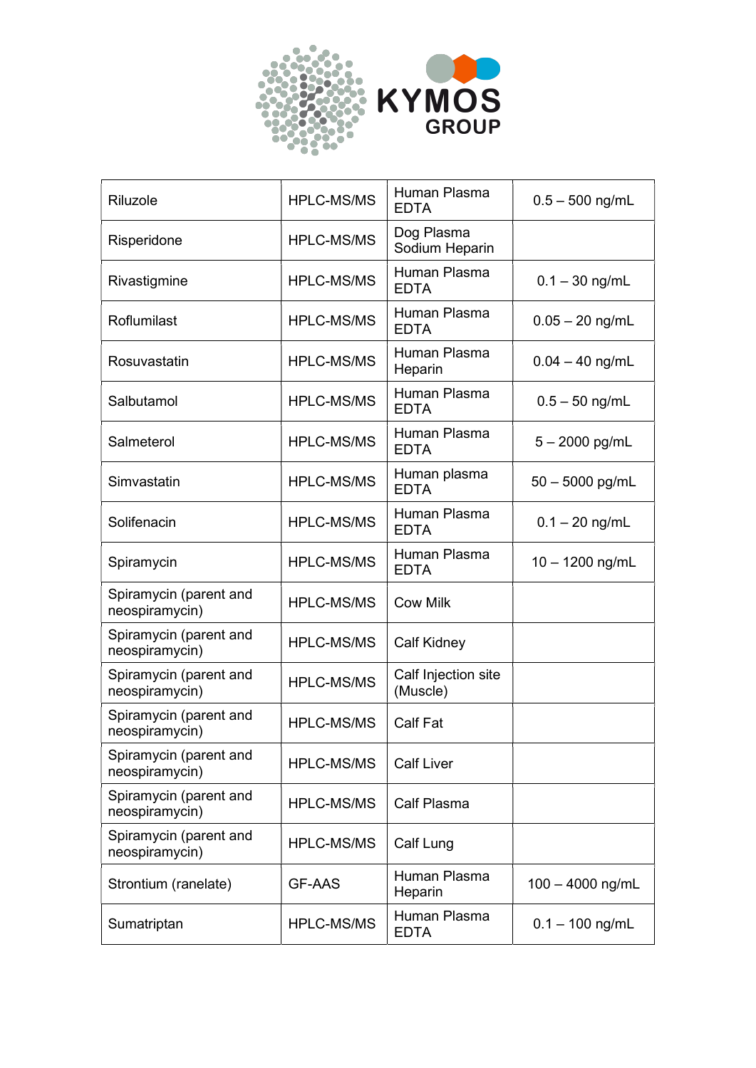| Riluzole | HPLC-MS/MS | Human Plasma EDTA | 0.5 – 500 ng/mL |
|---|---|---|---|
| Risperidone | HPLC-MS/MS | Dog Plasma Sodium Heparin | |
| Rivastigmine | HPLC-MS/MS | Human Plasma EDTA | 0.1 – 30 ng/mL |
| Roflumilast | HPLC-MS/MS | Human Plasma EDTA | 0.05 – 20 ng/mL |
| Rosuvastatin | HPLC-MS/MS | Human Plasma Heparin | 0.04 – 40 ng/mL |
| Salbutamol | HPLC-MS/MS | Human Plasma EDTA | 0.5 – 50 ng/mL |
| Salmeterol | HPLC-MS/MS | Human Plasma EDTA | 5 – 2000 pg/mL |
| Simvastatin | HPLC-MS/MS | Human plasma EDTA | 50 – 5000 pg/mL |
| Solifenacin | HPLC-MS/MS | Human Plasma EDTA | 0.1 – 20 ng/mL |
| Spiramycin | HPLC-MS/MS | Human Plasma EDTA | 10 – 1200 ng/mL |
| Spiramycin (parent and neospiramycin) | HPLC-MS/MS | Cow Milk | |
| Spiramycin (parent and neospiramycin) | HPLC-MS/MS | Calf Kidney | |
| Spiramycin (parent and neospiramycin) | HPLC-MS/MS | Calf Injection site (Muscle) | |
| Spiramycin (parent and neospiramycin) | HPLC-MS/MS | Calf Fat | |
| Spiramycin (parent and neospiramycin) | HPLC-MS/MS | Calf Liver | |
| Spiramycin (parent and neospiramycin) | HPLC-MS/MS | Calf Plasma | |
| Spiramycin (parent and neospiramycin) | HPLC-MS/MS | Calf Lung | |
| Strontium (ranelate) | GF-AAS | Human Plasma Heparin | 100 – 4000 ng/mL |
| Sumatriptan | HPLC-MS/MS | Human Plasma EDTA | 0.1 – 100 ng/mL |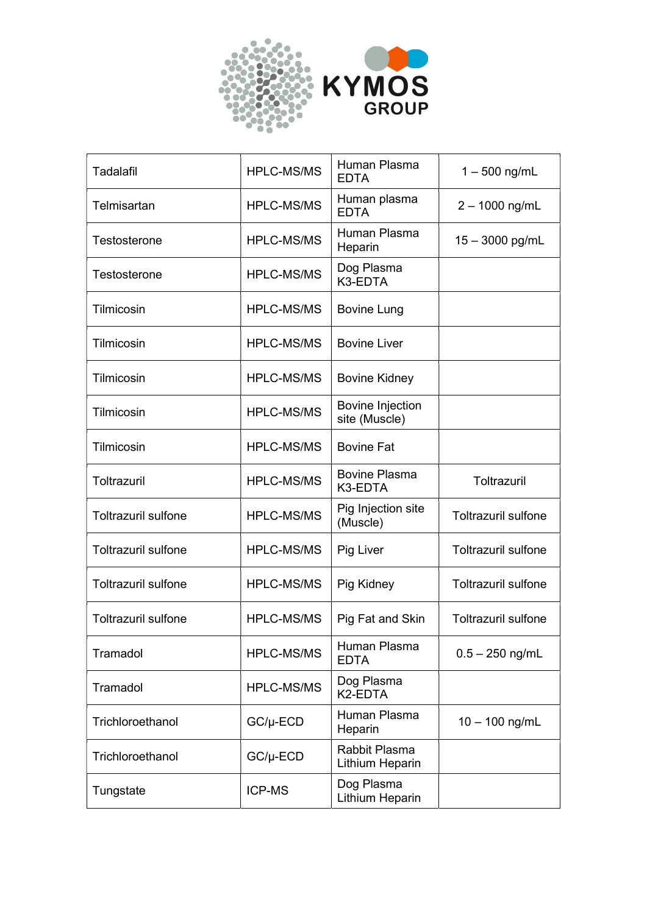| Tadalafil | HPLC-MS/MS | Human Plasma EDTA | 1 – 500 ng/mL |
|---|---|---|---|
| Telmisartan | HPLC-MS/MS | Human plasma EDTA | 2 – 1000 ng/mL |
| Testosterone | HPLC-MS/MS | Human Plasma Heparin | 15 – 3000 pg/mL |
| Testosterone | HPLC-MS/MS | Dog Plasma K3-EDTA | |
| Tilmicosin | HPLC-MS/MS | Bovine Lung | |
| Tilmicosin | HPLC-MS/MS | Bovine Liver | |
| Tilmicosin | HPLC-MS/MS | Bovine Kidney | |
| Tilmicosin | HPLC-MS/MS | Bovine Injection site (Muscle) | |
| Tilmicosin | HPLC-MS/MS | Bovine Fat | |
| Toltrazuril | HPLC-MS/MS | Bovine Plasma K3-EDTA | Toltrazuril |
| Toltrazuril sulfone | HPLC-MS/MS | Pig Injection site (Muscle) | Toltrazuril sulfone |
| Toltrazuril sulfone | HPLC-MS/MS | Pig Liver | Toltrazuril sulfone |
| Toltrazuril sulfone | HPLC-MS/MS | Pig Kidney | Toltrazuril sulfone |
| Toltrazuril sulfone | HPLC-MS/MS | Pig Fat and Skin | Toltrazuril sulfone |
| Tramadol | HPLC-MS/MS | Human Plasma EDTA | 0.5 – 250 ng/mL |
| Tramadol | HPLC-MS/MS | Dog Plasma K2-EDTA | |
| Trichloroethanol | GC/μ-ECD | Human Plasma Heparin | 10 – 100 ng/mL |
| Trichloroethanol | GC/μ-ECD | Rabbit Plasma Lithium Heparin | |
| Tungstate | ICP-MS | Dog Plasma Lithium Heparin | |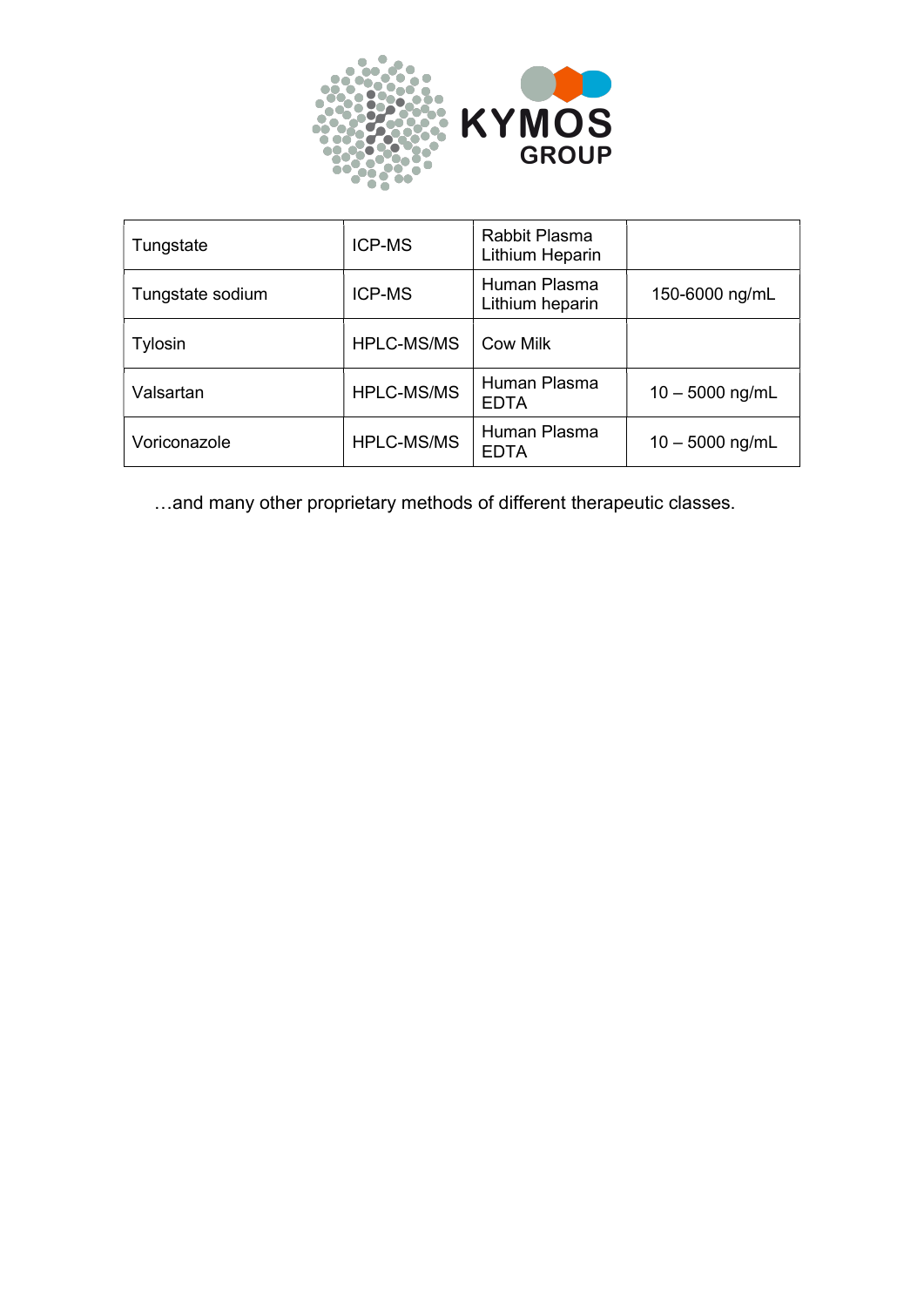| | | | |
|---|---|---|---|
| Tungstate | ICP-MS | Rabbit Plasma Lithium Heparin | |
| Tungstate sodium | ICP-MS | Human Plasma Lithium heparin | 150-6000 ng/mL |
| Tylosin | HPLC-MS/MS | Cow Milk | |
| Valsartan | HPLC-MS/MS | Human Plasma EDTA | 10 – 5000 ng/mL |
| Voriconazole | HPLC-MS/MS | Human Plasma EDTA | 10 – 5000 ng/mL |

…and many other proprietary methods of different therapeutic classes.